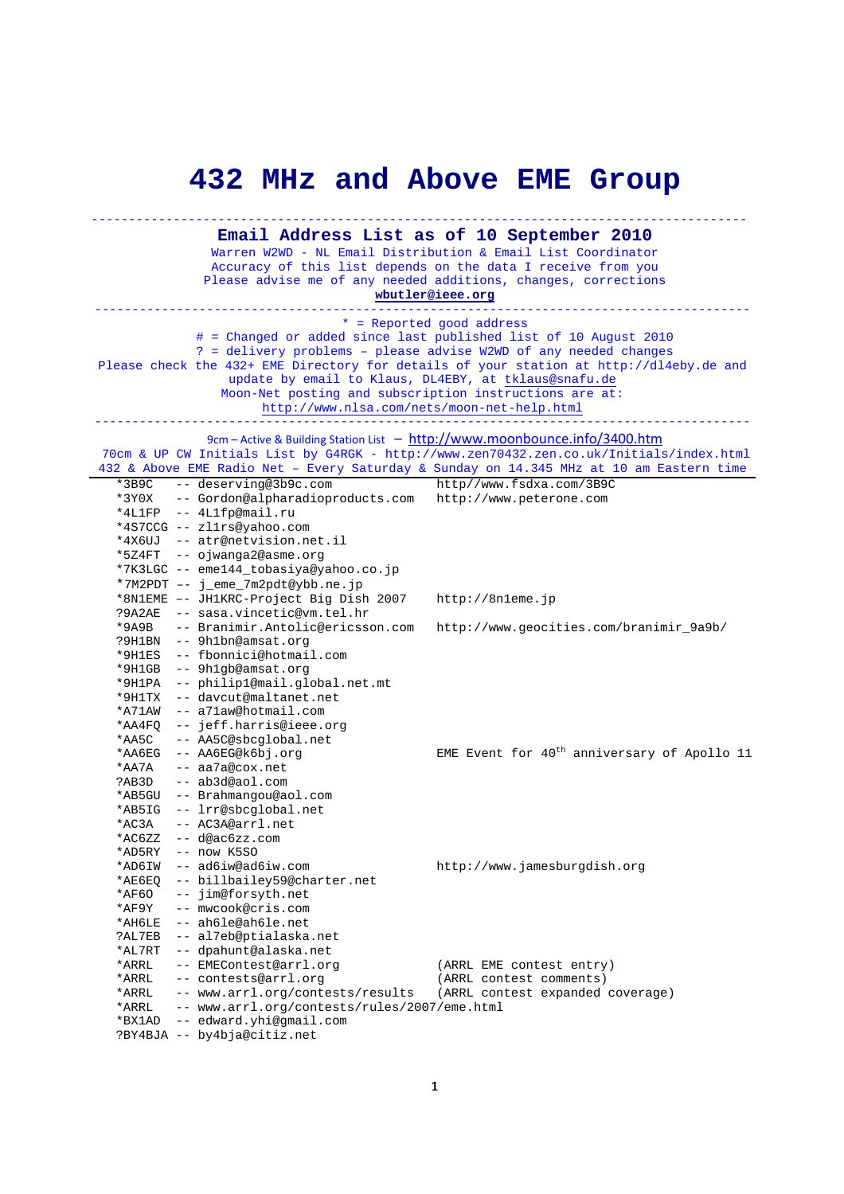# 432 MHz and Above EME Group

## Email Address List as of 10 September 2010

Warren W2WD - NL Email Distribution & Email List Coordinator
Accuracy of this list depends on the data I receive from you
Please advise me of any needed additions, changes, corrections
**wbutler@ieee.org**

\* = Reported good address
\# = Changed or added since last published list of 10 August 2010
? = delivery problems – please advise W2WD of any needed changes
Please check the 432+ EME Directory for details of your station at http://dl4eby.de and update by email to Klaus, DL4EBY, at tklaus@snafu.de
Moon-Net posting and subscription instructions are at:
http://www.nlsa.com/nets/moon-net-help.html

9cm – Active & Building Station List – http://www.moonbounce.info/3400.htm
70cm & UP CW Initials List by G4RGK - http://www.zen70432.zen.co.uk/Initials/index.html
432 & Above EME Radio Net – Every Saturday & Sunday on 14.345 MHz at 10 am Eastern time

```
*3B9C   -- deserving@3b9c.com             http//www.fsdxa.com/3B9C
*3Y0X   -- Gordon@alpharadioproducts.com  http://www.peterone.com
*4L1FP  -- 4L1fp@mail.ru
*4S7CCG -- zl1rs@yahoo.com
*4X6UJ  -- atr@netvision.net.il
*5Z4FT  -- ojwanga2@asme.org
*7K3LGC -- eme144_tobasiya@yahoo.co.jp
*7M2PDT -- j_eme_7m2pdt@ybb.ne.jp
*8N1EME -- JH1KRC-Project Big Dish 2007   http://8n1eme.jp
?9A2AE  -- sasa.vincetic@vm.tel.hr
*9A9B   -- Branimir.Antolic@ericsson.com  http://www.geocities.com/branimir_9a9b/
?9H1BN  -- 9h1bn@amsat.org
*9H1ES  -- fbonnici@hotmail.com
*9H1GB  -- 9h1gb@amsat.org
*9H1PA  -- philip1@mail.global.net.mt
*9H1TX  -- davcut@maltanet.net
*A71AW  -- a71aw@hotmail.com
*AA4FQ  -- jeff.harris@ieee.org
*AA5C   -- AA5C@sbcglobal.net
*AA6EG  -- AA6EG@k6bj.org                 EME Event for 40th anniversary of Apollo 11
*AA7A   -- aa7a@cox.net
?AB3D   -- ab3d@aol.com
*AB5GU  -- Brahmangou@aol.com
*AB5IG  -- lrr@sbcglobal.net
*AC3A   -- AC3A@arrl.net
*AC6ZZ  -- d@ac6zz.com
*AD5RY  -- now K5SO
*AD6IW  -- ad6iw@ad6iw.com                http://www.jamesburgdish.org
*AE6EQ  -- billbailey59@charter.net
*AF6O   -- jim@forsyth.net
*AF9Y   -- mwcook@cris.com
*AH6LE  -- ah6le@ah6le.net
?AL7EB  -- al7eb@ptialaska.net
*AL7RT  -- dpahunt@alaska.net
*ARRL   -- EMEContest@arrl.org            (ARRL EME contest entry)
*ARRL   -- contests@arrl.org              (ARRL contest comments)
*ARRL   -- www.arrl.org/contests/results  (ARRL contest expanded coverage)
*ARRL   -- www.arrl.org/contests/rules/2007/eme.html
*BX1AD  -- edward.yhi@gmail.com
?BY4BJA -- by4bja@citiz.net
```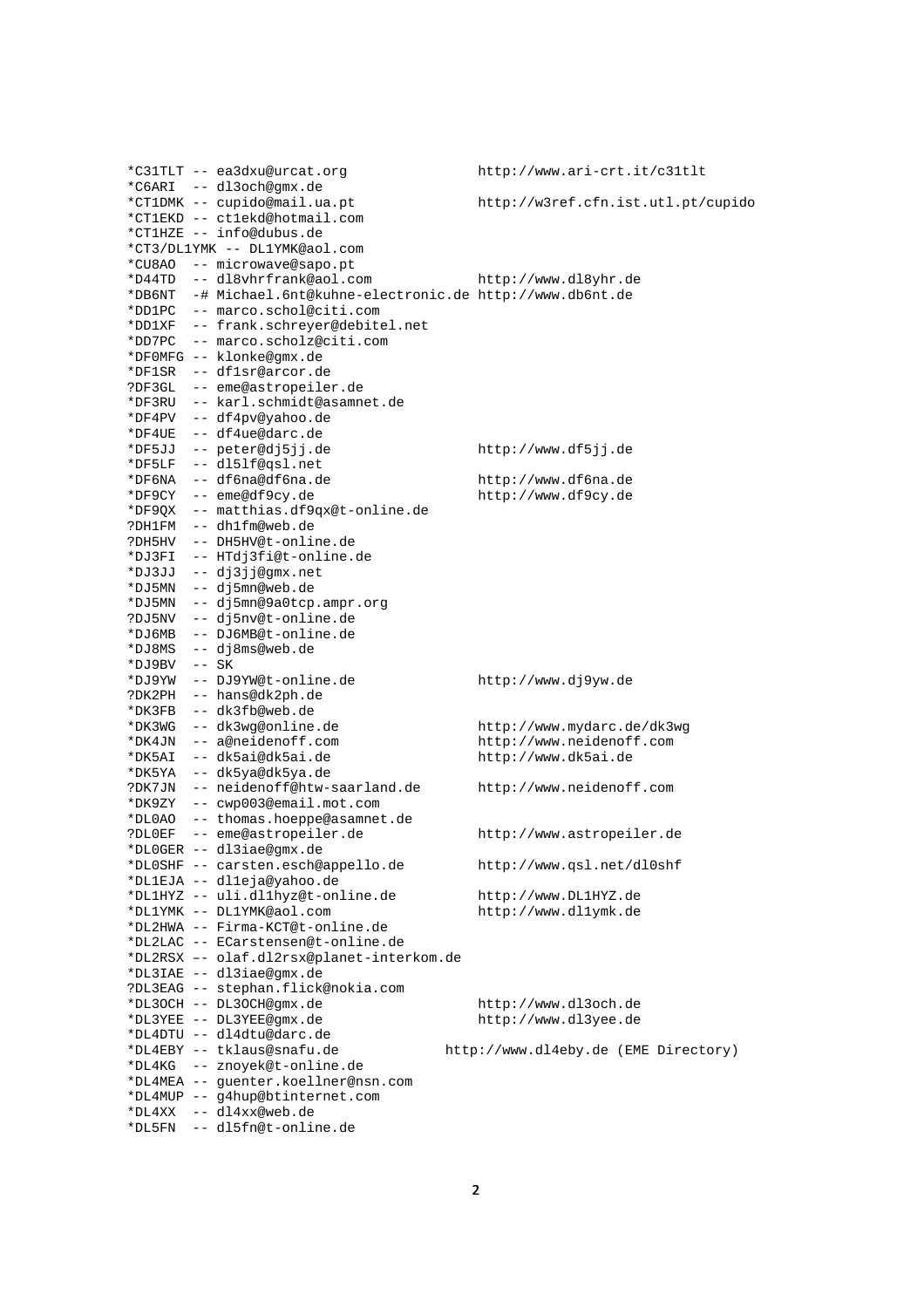```
*C31TLT -- ea3dxu@urcat.org                http://www.ari-crt.it/c31tlt
*C6ARI  -- dl3och@gmx.de
*CT1DMK -- cupido@mail.ua.pt               http://w3ref.cfn.ist.utl.pt/cupido
*CT1EKD -- ct1ekd@hotmail.com
*CT1HZE -- info@dubus.de
*CT3/DL1YMK -- DL1YMK@aol.com
*CU8AO  -- microwave@sapo.pt
*D44TD  -- dl8vhrfrank@aol.com             http://www.dl8yhr.de
*DB6NT  -# Michael.6nt@kuhne-electronic.de http://www.db6nt.de
*DD1PC  -- marco.schol@citi.com
*DD1XF  -- frank.schreyer@debitel.net
*DD7PC  -- marco.scholz@citi.com
*DF0MFG -- klonke@gmx.de
*DF1SR  -- df1sr@arcor.de
?DF3GL  -- eme@astropeiler.de
*DF3RU  -- karl.schmidt@asamnet.de
*DF4PV  -- df4pv@yahoo.de
*DF4UE  -- df4ue@darc.de
*DF5JJ  -- peter@dj5jj.de                  http://www.df5jj.de
*DF5LF  -- dl5lf@qsl.net
*DF6NA  -- df6na@df6na.de                  http://www.df6na.de
*DF9CY  -- eme@df9cy.de                    http://www.df9cy.de
*DF9QX  -- matthias.df9qx@t-online.de
?DH1FM  -- dh1fm@web.de
?DH5HV  -- DH5HV@t-online.de
*DJ3FI  -- HTdj3fi@t-online.de
*DJ3JJ  -- dj3jj@gmx.net
*DJ5MN  -- dj5mn@web.de
*DJ5MN  -- dj5mn@9a0tcp.ampr.org
?DJ5NV  -- dj5nv@t-online.de
*DJ6MB  -- DJ6MB@t-online.de
*DJ8MS  -- dj8ms@web.de
*DJ9BV  -- SK
*DJ9YW  -- DJ9YW@t-online.de               http://www.dj9yw.de
?DK2PH  -- hans@dk2ph.de
*DK3FB  -- dk3fb@web.de
*DK3WG  -- dk3wg@online.de                 http://www.mydarc.de/dk3wg
*DK4JN  -- a@neidenoff.com                 http://www.neidenoff.com
*DK5AI  -- dk5ai@dk5ai.de                  http://www.dk5ai.de
*DK5YA  -- dk5ya@dk5ya.de
?DK7JN  -- neidenoff@htw-saarland.de       http://www.neidenoff.com
*DK9ZY  -- cwp003@email.mot.com
*DL0AO  -- thomas.hoeppe@asamnet.de
?DL0EF  -- eme@astropeiler.de              http://www.astropeiler.de
*DL0GER -- dl3iae@gmx.de
*DL0SHF -- carsten.esch@appello.de         http://www.qsl.net/dl0shf
*DL1EJA -- dl1eja@yahoo.de
*DL1HYZ -- uli.dl1hyz@t-online.de          http://www.DL1HYZ.de
*DL1YMK -- DL1YMK@aol.com                  http://www.dl1ymk.de
*DL2HWA -- Firma-KCT@t-online.de
*DL2LAC -- ECarstensen@t-online.de
*DL2RSX -- olaf.dl2rsx@planet-interkom.de
*DL3IAE -- dl3iae@gmx.de
?DL3EAG -- stephan.flick@nokia.com
*DL3OCH -- DL3OCH@gmx.de                   http://www.dl3och.de
*DL3YEE -- DL3YEE@gmx.de                   http://www.dl3yee.de
*DL4DTU -- dl4dtu@darc.de
*DL4EBY -- tklaus@snafu.de            http://www.dl4eby.de (EME Directory)
*DL4KG  -- znoyek@t-online.de
*DL4MEA -- guenter.koellner@nsn.com
*DL4MUP -- g4hup@btinternet.com
*DL4XX  -- dl4xx@web.de
*DL5FN  -- dl5fn@t-online.de
```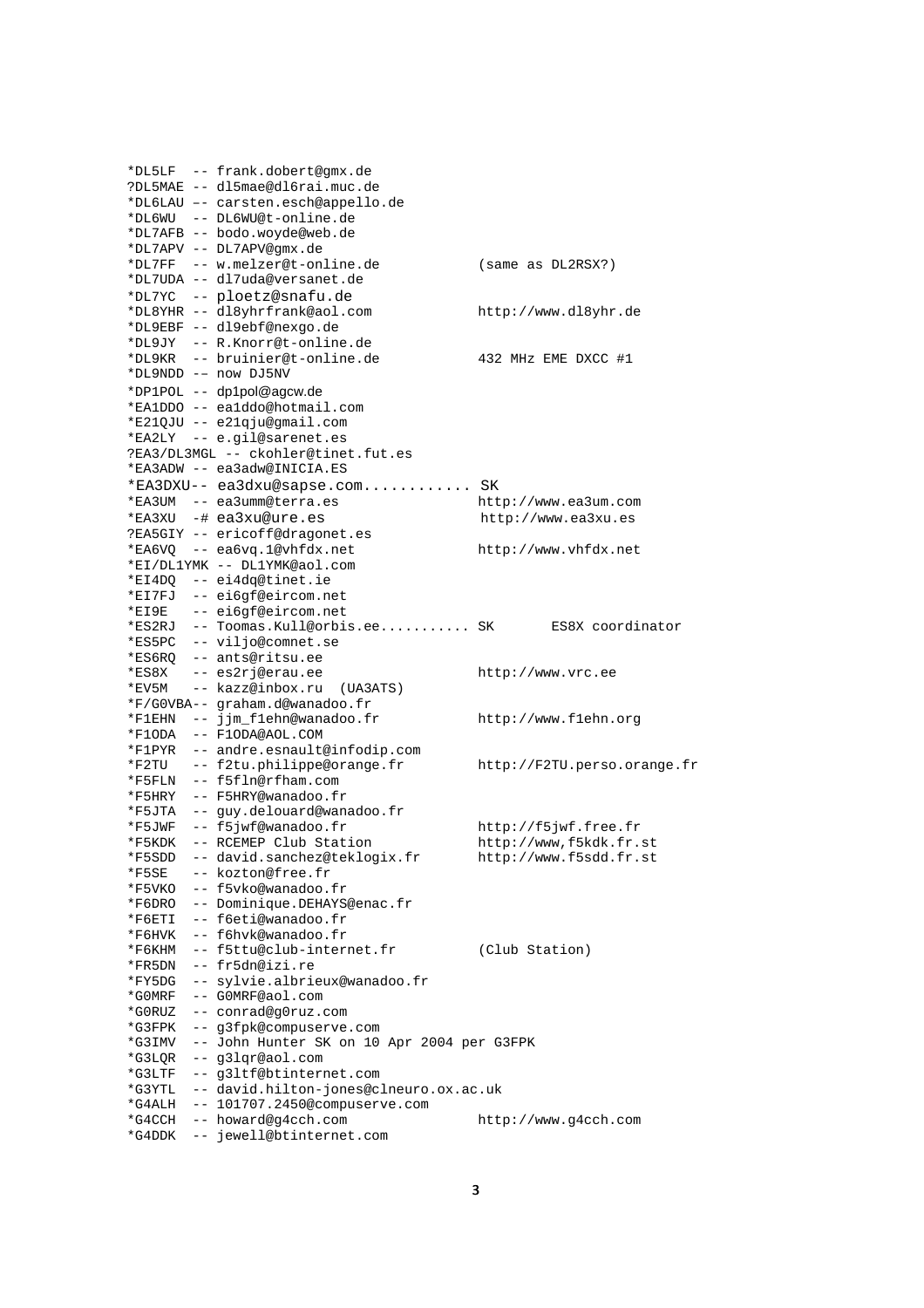```
*DL5LF  -- frank.dobert@gmx.de
?DL5MAE -- dl5mae@dl6rai.muc.de
*DL6LAU –- carsten.esch@appello.de
*DL6WU  -- DL6WU@t-online.de
*DL7AFB -- bodo.woyde@web.de
*DL7APV -- DL7APV@gmx.de
*DL7FF  -- w.melzer@t-online.de           (same as DL2RSX?)
*DL7UDA -- dl7uda@versanet.de
*DL7YC  -- ploetz@snafu.de
*DL8YHR -- dl8yhrfrank@aol.com            http://www.dl8yhr.de
*DL9EBF -- dl9ebf@nexgo.de
*DL9JY  -- R.Knorr@t-online.de
*DL9KR  -- bruinier@t-online.de           432 MHz EME DXCC #1
*DL9NDD -– now DJ5NV
*DP1POL -- dp1pol@agcw.de
*EA1DDO -- ea1ddo@hotmail.com
*E21QJU -- e21qju@gmail.com
*EA2LY  -- e.gil@sarenet.es
?EA3/DL3MGL -- ckohler@tinet.fut.es
*EA3ADW -- ea3adw@INICIA.ES
*EA3DXU-- ea3dxu@sapse.com............ SK
*EA3UM  -- ea3umm@terra.es                http://www.ea3um.com
*EA3XU  -# ea3xu@ure.es                   http://www.ea3xu.es
?EA5GIY -- ericoff@dragonet.es
*EA6VQ  -- ea6vq.1@vhfdx.net              http://www.vhfdx.net
*EI/DL1YMK -- DL1YMK@aol.com
*EI4DQ  -- ei4dq@tinet.ie
*EI7FJ  -- ei6gf@eircom.net
*EI9E   -- ei6gf@eircom.net
*ES2RJ  -- Toomas.Kull@orbis.ee.......... SK      ES8X coordinator
*ES5PC  -- viljo@comnet.se
*ES6RQ  -- ants@ritsu.ee
*ES8X   -- es2rj@erau.ee                  http://www.vrc.ee
*EV5M   -- kazz@inbox.ru  (UA3ATS)
*F/G0VBA-- graham.d@wanadoo.fr
*F1EHN  -- jjm_f1ehn@wanadoo.fr           http://www.f1ehn.org
*F1ODA  -- F1ODA@AOL.COM
*F1PYR  -- andre.esnault@infodip.com
*F2TU   -- f2tu.philippe@orange.fr        http://F2TU.perso.orange.fr
*F5FLN  -- f5fln@rfham.com
*F5HRY  -- F5HRY@wanadoo.fr
*F5JTA  -- guy.delouard@wanadoo.fr
*F5JWF  -- f5jwf@wanadoo.fr               http://f5jwf.free.fr
*F5KDK  -- RCEMEP Club Station            http://www,f5kdk.fr.st
*F5SDD  -- david.sanchez@teklogix.fr      http://www.f5sdd.fr.st
*F5SE   -- kozton@free.fr
*F5VKO  -- f5vko@wanadoo.fr
*F6DRO  -- Dominique.DEHAYS@enac.fr
*F6ETI  -- f6eti@wanadoo.fr
*F6HVK  -- f6hvk@wanadoo.fr
*F6KHM  -- f5ttu@club-internet.fr         (Club Station)
*FR5DN  -- fr5dn@izi.re
*FY5DG  -- sylvie.albrieux@wanadoo.fr
*G0MRF  -- G0MRF@aol.com
*G0RUZ  -- conrad@g0ruz.com
*G3FPK  -- g3fpk@compuserve.com
*G3IMV  -- John Hunter SK on 10 Apr 2004 per G3FPK
*G3LQR  -- g3lqr@aol.com
*G3LTF  -- g3ltf@btinternet.com
*G3YTL  -- david.hilton-jones@clneuro.ox.ac.uk
*G4ALH  -- 101707.2450@compuserve.com
*G4CCH  -- howard@g4cch.com               http://www.g4cch.com
*G4DDK  -- jewell@btinternet.com
```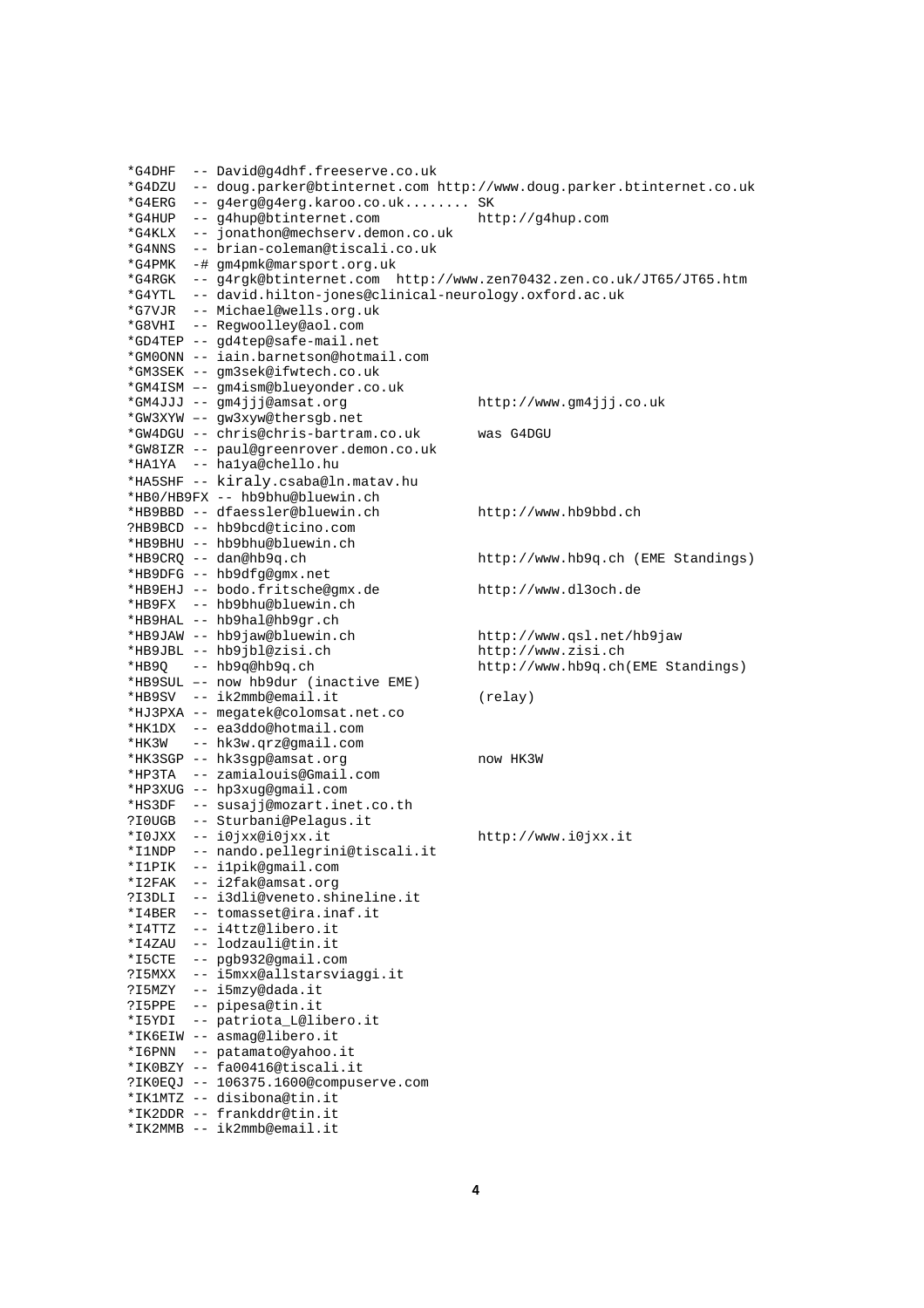```
*G4DHF  -- David@g4dhf.freeserve.co.uk
*G4DZU  -- doug.parker@btinternet.com http://www.doug.parker.btinternet.co.uk
*G4ERG  -- g4erg@g4erg.karoo.co.uk........ SK
*G4HUP  -- g4hup@btinternet.com           http://g4hup.com
*G4KLX  -- jonathon@mechserv.demon.co.uk
*G4NNS  -- brian-coleman@tiscali.co.uk
*G4PMK  -# gm4pmk@marsport.org.uk
*G4RGK  -- g4rgk@btinternet.com  http://www.zen70432.zen.co.uk/JT65/JT65.htm
*G4YTL  -- david.hilton-jones@clinical-neurology.oxford.ac.uk
*G7VJR  -- Michael@wells.org.uk
*G8VHI  -- Regwoolley@aol.com
*GD4TEP -- gd4tep@safe-mail.net
*GM0ONN -- iain.barnetson@hotmail.com
*GM3SEK -- gm3sek@ifwtech.co.uk
*GM4ISM —- gm4ism@blueyonder.co.uk
*GM4JJJ -- gm4jjj@amsat.org               http://www.gm4jjj.co.uk
*GW3XYW —- gw3xyw@thersgb.net
*GW4DGU -- chris@chris-bartram.co.uk      was G4DGU
*GW8IZR -- paul@greenrover.demon.co.uk
*HA1YA  -- ha1ya@chello.hu
*HA5SHF -- kiraly.csaba@ln.matav.hu
*HB0/HB9FX -- hb9bhu@bluewin.ch
*HB9BBD -- dfaessler@bluewin.ch           http://www.hb9bbd.ch
?HB9BCD -- hb9bcd@ticino.com
*HB9BHU -- hb9bhu@bluewin.ch
*HB9CRQ -- dan@hb9q.ch                    http://www.hb9q.ch (EME Standings)
*HB9DFG -- hb9dfg@gmx.net
*HB9EHJ -- bodo.fritsche@gmx.de           http://www.dl3och.de
*HB9FX  -- hb9bhu@bluewin.ch
*HB9HAL -- hb9hal@hb9gr.ch
*HB9JAW -- hb9jaw@bluewin.ch              http://www.qsl.net/hb9jaw
*HB9JBL -- hb9jbl@zisi.ch                 http://www.zisi.ch
*HB9Q   -- hb9q@hb9q.ch                   http://www.hb9q.ch(EME Standings)
*HB9SUL —- now hb9dur (inactive EME)
*HB9SV  -- ik2mmb@email.it                (relay)
*HJ3PXA -- megatek@colomsat.net.co
*HK1DX  -- ea3ddo@hotmail.com
*HK3W   -- hk3w.qrz@gmail.com
*HK3SGP -- hk3sgp@amsat.org               now HK3W
*HP3TA  -- zamialouis@Gmail.com
*HP3XUG -- hp3xug@gmail.com
*HS3DF  -- susajj@mozart.inet.co.th
?I0UGB  -- Sturbani@Pelagus.it
*I0JXX  -- i0jxx@i0jxx.it                 http://www.i0jxx.it
*I1NDP  -- nando.pellegrini@tiscali.it
*I1PIK  -- i1pik@gmail.com
*I2FAK  -- i2fak@amsat.org
?I3DLI  -- i3dli@veneto.shineline.it
*I4BER  -- tomasset@ira.inaf.it
*I4TTZ  -- i4ttz@libero.it
*I4ZAU  -- lodzauli@tin.it
*I5CTE  -- pgb932@gmail.com
?I5MXX  -- i5mxx@allstarsviaggi.it
?I5MZY  -- i5mzy@dada.it
?I5PPE  -- pipesa@tin.it
*I5YDI  -- patriota_L@libero.it
*IK6EIW -- asmag@libero.it
*I6PNN  -- patamato@yahoo.it
*IK0BZY -- fa00416@tiscali.it
?IK0EQJ -- 106375.1600@compuserve.com
*IK1MTZ -- disibona@tin.it
*IK2DDR -- frankddr@tin.it
*IK2MMB -- ik2mmb@email.it
```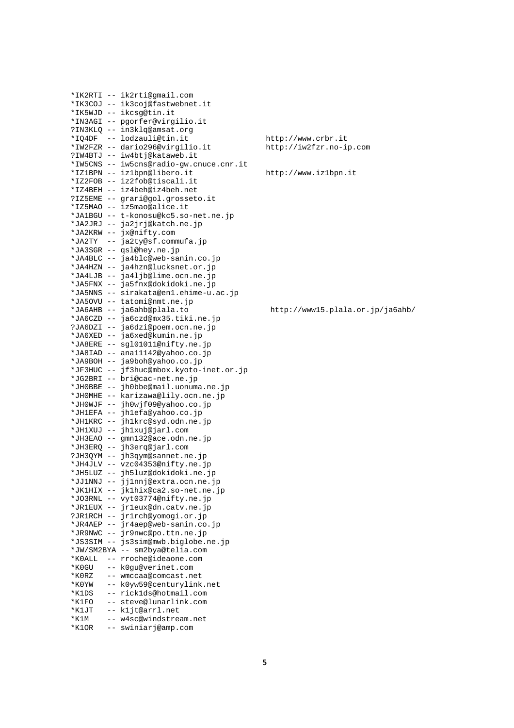```
*IK2RTI -- ik2rti@gmail.com
*IK3COJ -- ik3coj@fastwebnet.it
*IK5WJD -- ikcsg@tin.it
*IN3AGI -- pgorfer@virgilio.it
?IN3KLQ -- in3klq@amsat.org
*IQ4DF  -- lodzauli@tin.it               http://www.crbr.it
*IW2FZR -- dario296@virgilio.it          http://iw2fzr.no-ip.com
?IW4BTJ -- iw4btj@kataweb.it
*IW5CNS -- iw5cns@radio-gw.cnuce.cnr.it
*IZ1BPN -- iz1bpn@libero.it              http://www.iz1bpn.it
*IZ2FOB -- iz2fob@tiscali.it
*IZ4BEH -- iz4beh@iz4beh.net
?IZ5EME -- grari@gol.grosseto.it
*IZ5MAO -- iz5mao@alice.it
*JA1BGU -- t-konosu@kc5.so-net.ne.jp
*JA2JRJ -- ja2jrj@katch.ne.jp
*JA2KRW -- jx@nifty.com
*JA2TY  -- ja2ty@sf.commufa.jp
*JA3SGR -- qsl@hey.ne.jp
*JA4BLC -- ja4blc@web-sanin.co.jp
*JA4HZN -- ja4hzn@lucksnet.or.jp
*JA4LJB -- ja4ljb@lime.ocn.ne.jp
*JA5FNX -- ja5fnx@dokidoki.ne.jp
*JA5NNS -- sirakata@en1.ehime-u.ac.jp
*JA5OVU -- tatomi@nmt.ne.jp
*JA6AHB -- ja6ahb@plala.to                http://www15.plala.or.jp/ja6ahb/
*JA6CZD -- ja6czd@mx35.tiki.ne.jp
?JA6DZI -- ja6dzi@poem.ocn.ne.jp
*JA6XED -- ja6xed@kumin.ne.jp
*JA8ERE -- sgl01011@nifty.ne.jp
*JA8IAD -- ana11142@yahoo.co.jp
*JA9BOH -- ja9boh@yahoo.co.jp
*JF3HUC -- jf3huc@mbox.kyoto-inet.or.jp
*JG2BRI -- bri@cac-net.ne.jp
*JH0BBE -- jh0bbe@mail.uonuma.ne.jp
*JH0MHE -- karizawa@lily.ocn.ne.jp
*JH0WJF -- jh0wjf09@yahoo.co.jp
*JH1EFA -- jh1efa@yahoo.co.jp
*JH1KRC -- jh1krc@syd.odn.ne.jp
*JH1XUJ -- jh1xuj@jarl.com
*JH3EAO -- gmn132@ace.odn.ne.jp
*JH3ERQ -- jh3erq@jarl.com
?JH3QYM -- jh3qym@sannet.ne.jp
*JH4JLV -- vzc04353@nifty.ne.jp
*JH5LUZ -- jh5luz@dokidoki.ne.jp
*JJ1NNJ -- jj1nnj@extra.ocn.ne.jp
*JK1HIX -- jk1hix@ca2.so-net.ne.jp
*JO3RNL -- vyt03774@nifty.ne.jp
*JR1EUX -- jr1eux@dn.catv.ne.jp
?JR1RCH -- jr1rch@yomogi.or.jp
*JR4AEP -- jr4aep@web-sanin.co.jp
*JR9NWC -- jr9nwc@po.ttn.ne.jp
*JS3SIM -- js3sim@mwb.biglobe.ne.jp
*JW/SM2BYA -- sm2bya@telia.com
*K0ALL  -- rroche@ideaone.com
*K0GU   -- k0gu@verinet.com
*K0RZ   -- wmccaa@comcast.net
*K0YW   -- k0yw59@centurylink.net
*K1DS   -- rick1ds@hotmail.com
*K1FO   -- steve@lunarlink.com
*K1JT   -- k1jt@arrl.net
*K1M    -- w4sc@windstream.net
*K1OR   -- swiniarj@amp.com
```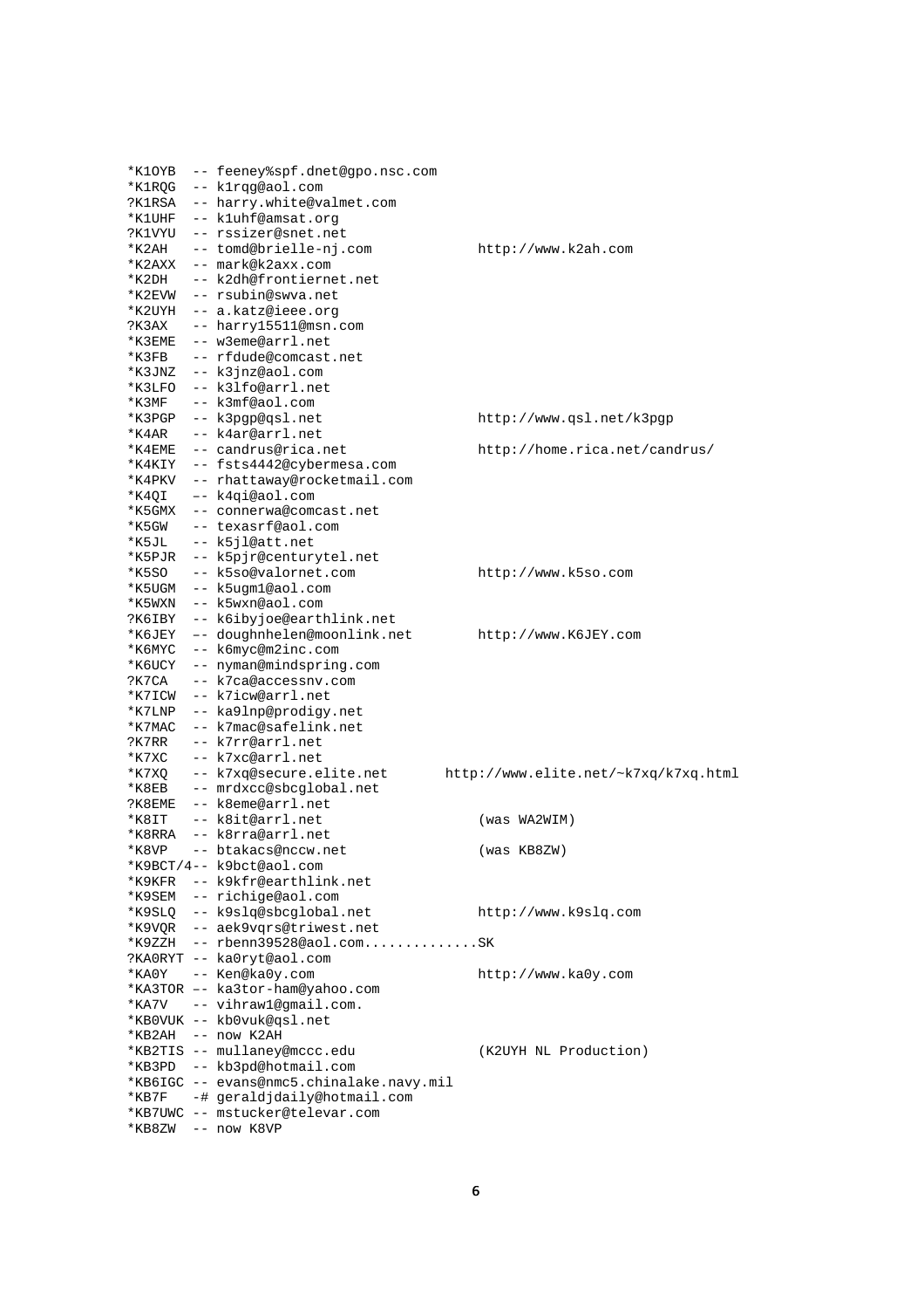```
*K1OYB  -- feeney%spf.dnet@gpo.nsc.com
*K1RQG  -- k1rqg@aol.com
?K1RSA  -- harry.white@valmet.com
*K1UHF  -- k1uhf@amsat.org
?K1VYU  -- rssizer@snet.net
*K2AH   -- tomd@brielle-nj.com            http://www.k2ah.com
*K2AXX  -- mark@k2axx.com
*K2DH   -- k2dh@frontiernet.net
*K2EVW  -- rsubin@swva.net
*K2UYH  -- a.katz@ieee.org
?K3AX   -- harry15511@msn.com
*K3EME  -- w3eme@arrl.net
*K3FB   -- rfdude@comcast.net
*K3JNZ  -- k3jnz@aol.com
*K3LFO  -- k3lfo@arrl.net
*K3MF   -- k3mf@aol.com
*K3PGP  -- k3pgp@qsl.net                  http://www.qsl.net/k3pgp
*K4AR   -- k4ar@arrl.net
*K4EME  -- candrus@rica.net               http://home.rica.net/candrus/
*K4KIY  -- fsts4442@cybermesa.com
*K4PKV  -- rhattaway@rocketmail.com
*K4QI   -- k4qi@aol.com
*K5GMX  -- connerwa@comcast.net
*K5GW   -- texasrf@aol.com
*K5JL   -- k5jl@att.net
*K5PJR  -- k5pjr@centurytel.net
*K5SO   -- k5so@valornet.com              http://www.k5so.com
*K5UGM  -- k5ugm1@aol.com
*K5WXN  -- k5wxn@aol.com
?K6IBY  -- k6ibyjoe@earthlink.net
*K6JEY  -- doughnhelen@moonlink.net       http://www.K6JEY.com
*K6MYC  -- k6myc@m2inc.com
*K6UCY  -- nyman@mindspring.com
?K7CA   -- k7ca@accessnv.com
*K7ICW  -- k7icw@arrl.net
*K7LNP  -- ka9lnp@prodigy.net
*K7MAC  -- k7mac@safelink.net
?K7RR   -- k7rr@arrl.net
*K7XC   -- k7xc@arrl.net
*K7XQ   -- k7xq@secure.elite.net      http://www.elite.net/~k7xq/k7xq.html
*K8EB   -- mrdxcc@sbcglobal.net
?K8EME  -- k8eme@arrl.net
*K8IT   -- k8it@arrl.net                  (was WA2WIM)
*K8RRA  -- k8rra@arrl.net
*K8VP   -- btakacs@nccw.net               (was KB8ZW)
*K9BCT/4-- k9bct@aol.com
*K9KFR  -- k9kfr@earthlink.net
*K9SEM  -- richige@aol.com
*K9SLQ  -- k9slq@sbcglobal.net            http://www.k9slq.com
*K9VQR  -- aek9vqrs@triwest.net
*K9ZZH  -- rbenn39528@aol.com..............SK
?KA0RYT -- ka0ryt@aol.com
*KA0Y   -- Ken@ka0y.com                   http://www.ka0y.com
*KA3TOR -- ka3tor-ham@yahoo.com
*KA7V   -- vihraw1@gmail.com.
*KB0VUK -- kb0vuk@qsl.net
*KB2AH  -- now K2AH
*KB2TIS -- mullaney@mccc.edu              (K2UYH NL Production)
*KB3PD  -- kb3pd@hotmail.com
*KB6IGC -- evans@nmc5.chinalake.navy.mil
*KB7F   -# geraldjdaily@hotmail.com
*KB7UWC -- mstucker@televar.com
*KB8ZW  -- now K8VP
```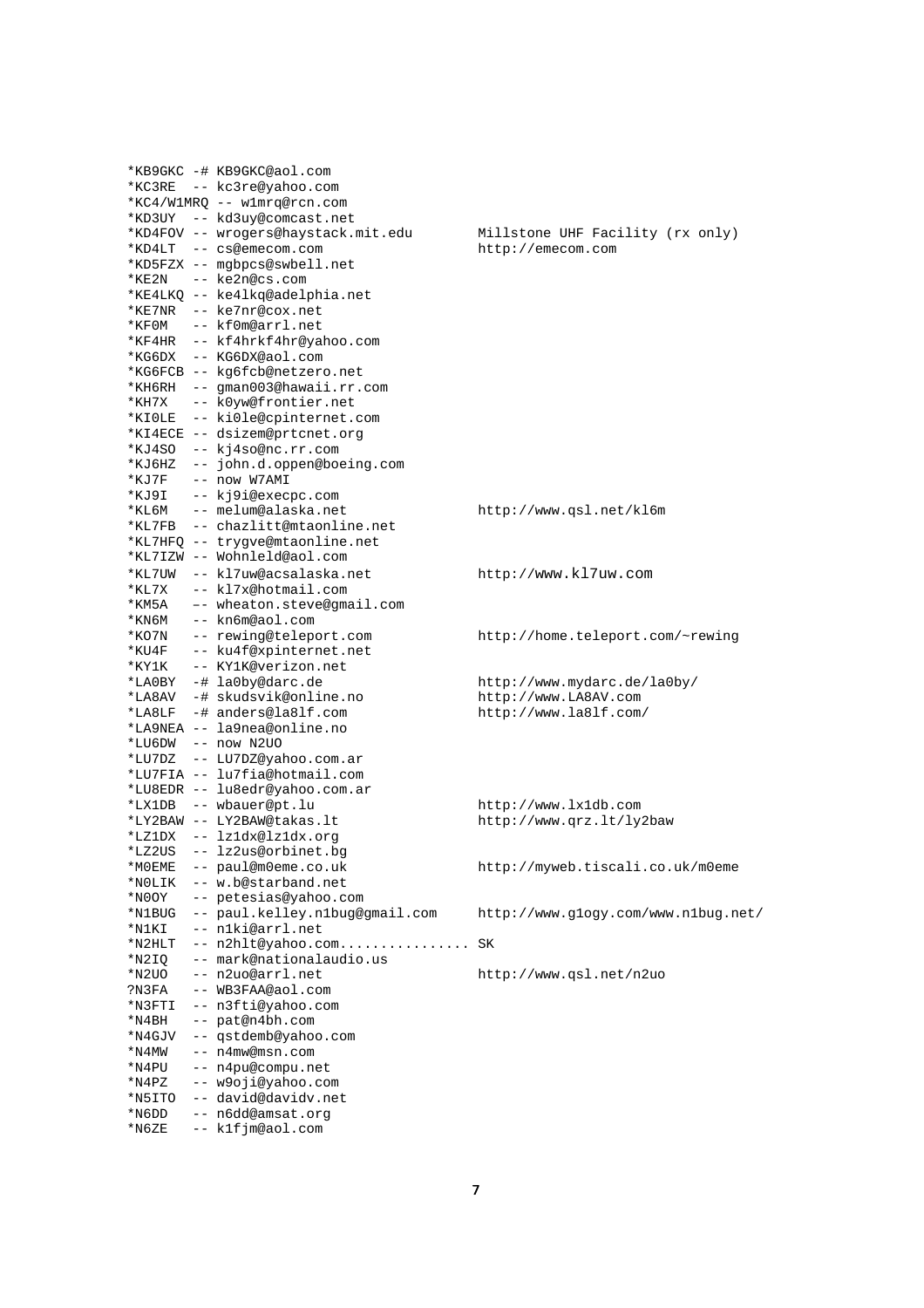```
*KB9GKC -# KB9GKC@aol.com
*KC3RE  -- kc3re@yahoo.com
*KC4/W1MRQ -- w1mrq@rcn.com
*KD3UY  -- kd3uy@comcast.net
*KD4FOV -- wrogers@haystack.mit.edu        Millstone UHF Facility (rx only)
*KD4LT  -- cs@emecom.com                   http://emecom.com
*KD5FZX -- mgbpcs@swbell.net
*KE2N   -- ke2n@cs.com
*KE4LKQ -- ke4lkq@adelphia.net
*KE7NR  -- ke7nr@cox.net
*KF0M   -- kf0m@arrl.net
*KF4HR  -- kf4hrkf4hr@yahoo.com
*KG6DX  -- KG6DX@aol.com
*KG6FCB -- kg6fcb@netzero.net
*KH6RH  -- gman003@hawaii.rr.com
*KH7X   -- k0yw@frontier.net
*KI0LE  -- ki0le@cpinternet.com
*KI4ECE -- dsizem@prtcnet.org
*KJ4SO  -- kj4so@nc.rr.com
*KJ6HZ  -- john.d.oppen@boeing.com
*KJ7F   -- now W7AMI
*KJ9I   -- kj9i@execpc.com
*KL6M   -- melum@alaska.net                http://www.qsl.net/kl6m
*KL7FB  -- chazlitt@mtaonline.net
*KL7HFQ -- trygve@mtaonline.net
*KL7IZW -- Wohnleld@aol.com
*KL7UW  -- kl7uw@acsalaska.net             http://www.kl7uw.com
*KL7X   -- kl7x@hotmail.com
*KM5A   -- wheaton.steve@gmail.com
*KN6M   -- kn6m@aol.com
*KO7N   -- rewing@teleport.com             http://home.teleport.com/~rewing
*KU4F   -- ku4f@xpinternet.net
*KY1K   -- KY1K@verizon.net
*LA0BY  -# la0by@darc.de                   http://www.mydarc.de/la0by/
*LA8AV  -# skudsvik@online.no              http://www.LA8AV.com
*LA8LF  -# anders@la8lf.com                http://www.la8lf.com/
*LA9NEA -- la9nea@online.no
*LU6DW  -- now N2UO
*LU7DZ  -- LU7DZ@yahoo.com.ar
*LU7FIA -- lu7fia@hotmail.com
*LU8EDR -- lu8edr@yahoo.com.ar
*LX1DB  -- wbauer@pt.lu                    http://www.lx1db.com
*LY2BAW -- LY2BAW@takas.lt                 http://www.qrz.lt/ly2baw
*LZ1DX  -- lz1dx@lz1dx.org
*LZ2US  -- lz2us@orbinet.bg
*M0EME  -- paul@m0eme.co.uk                http://myweb.tiscali.co.uk/m0eme
*N0LIK  -- w.b@starband.net
*N0OY   -- petesias@yahoo.com
*N1BUG  -- paul.kelley.n1bug@gmail.com     http://www.g1ogy.com/www.n1bug.net/
*N1KI   -- n1ki@arrl.net
*N2HLT  -- n2hlt@yahoo.com................ SK
*N2IQ   -- mark@nationalaudio.us
*N2UO   -- n2uo@arrl.net                   http://www.qsl.net/n2uo
?N3FA   -- WB3FAA@aol.com
*N3FTI  -- n3fti@yahoo.com
*N4BH   -- pat@n4bh.com
*N4GJV  -- qstdemb@yahoo.com
*N4MW   -- n4mw@msn.com
*N4PU   -- n4pu@compu.net
*N4PZ   -- w9oji@yahoo.com
*N5ITO  -- david@davidv.net
*N6DD   -- n6dd@amsat.org
*N6ZE   -- k1fjm@aol.com
```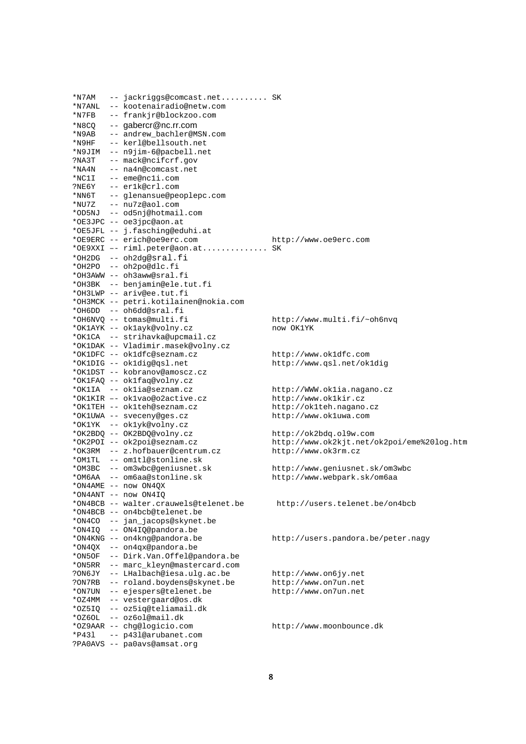```
*N7AM   -- jackriggs@comcast.net.......... SK
*N7ANL  -- kootenairadio@netw.com
*N7FB   -- frankjr@blockzoo.com
*N8CQ   -- gabercr@nc.rr.com
*N9AB   -- andrew_bachler@MSN.com
*N9HF   -- kerl@bellsouth.net
*N9JIM  -- n9jim-6@pacbell.net
?NA3T   -- mack@ncifcrf.gov
*NA4N   -- na4n@comcast.net
*NC1I   -- eme@nc1i.com
?NE6Y   -- er1k@crl.com
*NN6T   -- glenansue@peoplepc.com
*NU7Z   -- nu7z@aol.com
*OD5NJ  -- od5nj@hotmail.com
*OE3JPC -- oe3jpc@aon.at
*OE5JFL -- j.fasching@eduhi.at
*OE9ERC -- erich@oe9erc.com                http://www.oe9erc.com
*OE9XXI -- riml.peter@aon.at............. SK
*OH2DG  -- oh2dg@sral.fi
*OH2PO  -- oh2po@dlc.fi
*OH3AWW -- oh3aww@sral.fi
*OH3BK  -- benjamin@ele.tut.fi
*OH3LWP -- ariv@ee.tut.fi
*OH3MCK -- petri.kotilainen@nokia.com
*OH6DD  -- oh6dd@sral.fi
*OH6NVQ -- tomas@multi.fi                  http://www.multi.fi/~oh6nvq
*OK1AYK -- ok1ayk@volny.cz                 now OK1YK
*OK1CA  -- strihavka@upcmail.cz
*OK1DAK -- Vladimir.masek@volny.cz
*OK1DFC -- ok1dfc@seznam.cz                http://www.ok1dfc.com
*OK1DIG -- ok1dig@qsl.net                  http://www.qsl.net/ok1dig
*OK1DST -- kobranov@amoscz.cz
*OK1FAQ -- ok1faq@volny.cz
*OK1IA  -- ok1ia@seznam.cz                 http://WWW.ok1ia.nagano.cz
*OK1KIR -- ok1vao@o2active.cz              http://www.ok1kir.cz
*OK1TEH -- ok1teh@seznam.cz                http://ok1teh.nagano.cz
*OK1UWA -- sveceny@ges.cz                  http://www.ok1uwa.com
*OK1YK  -- ok1yk@volny.cz
*OK2BDQ -- OK2BDQ@volny.cz                 http://ok2bdq.ol9w.com
*OK2POI -- ok2poi@seznam.cz                http://www.ok2kjt.net/ok2poi/eme%20log.htm
*OK3RM  -- z.hofbauer@centrum.cz           http://www.ok3rm.cz
*OM1TL  -- om1tl@stonline.sk
*OM3BC  -- om3wbc@geniusnet.sk             http://www.geniusnet.sk/om3wbc
*OM6AA  -- om6aa@stonline.sk               http://www.webpark.sk/om6aa
*ON4AME -- now ON4QX
*ON4ANT -- now ON4IQ
*ON4BCB -- walter.crauwels@telenet.be       http://users.telenet.be/on4bcb
*ON4BCB -- on4bcb@telenet.be
*ON4CO  -- jan_jacops@skynet.be
*ON4IQ  -- ON4IQ@pandora.be
*ON4KNG -- on4kng@pandora.be               http://users.pandora.be/peter.nagy
*ON4QX  -- on4qx@pandora.be
*ON5OF  -- Dirk.Van.Offel@pandora.be
*ON5RR  -- marc_kleyn@mastercard.com
?ON6JY  -- LHalbach@iesa.ulg.ac.be         http://www.on6jy.net
?ON7RB  -- roland.boydens@skynet.be        http://www.on7un.net
*ON7UN  -- ejespers@telenet.be             http://www.on7un.net
*OZ4MM  -- vestergaard@os.dk
*OZ5IQ  -- oz5iq@teliamail.dk
*OZ6OL  -- oz6ol@mail.dk
*OZ9AAR -- chg@logicio.com                 http://www.moonbounce.dk
*P43l   -- p43l@arubanet.com
?PA0AVS -- pa0avs@amsat.org
```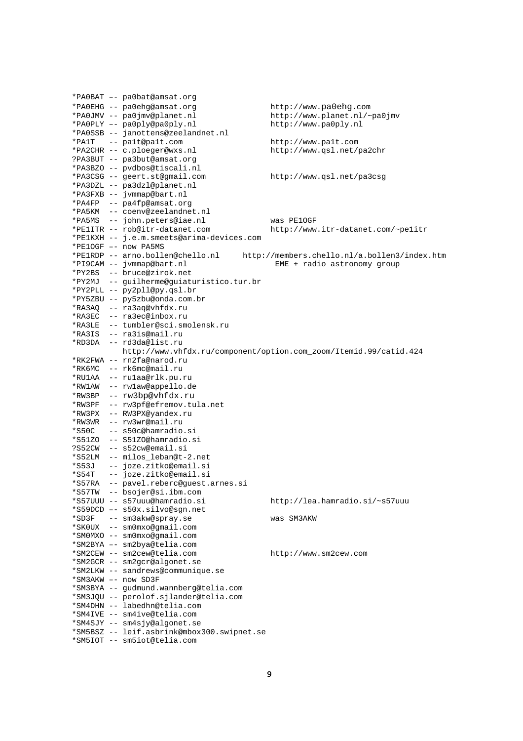```
*PA0BAT -- pa0bat@amsat.org
*PA0EHG -- pa0ehg@amsat.org              http://www.pa0ehg.com
*PA0JMV -- pa0jmv@planet.nl              http://www.planet.nl/~pa0jmv
*PA0PLY -- pa0ply@pa0ply.nl              http://www.pa0ply.nl
*PA0SSB -- janottens@zeelandnet.nl
*PA1T   -- pa1t@pa1t.com                 http://www.pa1t.com
*PA2CHR -- c.ploeger@wxs.nl              http://www.qsl.net/pa2chr
?PA3BUT -- pa3but@amsat.org
*PA3BZO -- pvdbos@tiscali.nl
*PA3CSG -- geert.st@gmail.com            http://www.qsl.net/pa3csg
*PA3DZL -- pa3dzl@planet.nl
*PA3FXB -- jvmmap@bart.nl
*PA4FP  -- pa4fp@amsat.org
*PA5KM  -- coenv@zeelandnet.nl
*PA5MS  -- john.peters@iae.nl            was PE1OGF
*PE1ITR -- rob@itr-datanet.com           http://www.itr-datanet.com/~pe1itr
*PE1KXH -- j.e.m.smeets@arima-devices.com
*PE1OGF -- now PA5MS
*PE1RDP -- arno.bollen@chello.nl     http://members.chello.nl/a.bollen3/index.htm
*PI9CAM -- jvmmap@bart.nl                 EME + radio astronomy group
*PY2BS  -- bruce@zirok.net
*PY2MJ  -- guilherme@guiaturistico.tur.br
*PY2PLL -- py2pll@py.qsl.br
*PY5ZBU -- py5zbu@onda.com.br
*RA3AQ  -- ra3aq@vhfdx.ru
*RA3EC  -- ra3ec@inbox.ru
*RA3LE  -- tumbler@sci.smolensk.ru
*RA3IS  -- ra3is@mail.ru
*RD3DA  -- rd3da@list.ru
           http://www.vhfdx.ru/component/option.com_zoom/Itemid.99/catid.424
*RK2FWA -- rn2fa@narod.ru
*RK6MC  -- rk6mc@mail.ru
*RU1AA  -- ru1aa@rlk.pu.ru
*RW1AW  -- rw1aw@appello.de
*RW3BP  -- rw3bp@vhfdx.ru
*RW3PF  -- rw3pf@efremov.tula.net
*RW3PX  -- RW3PX@yandex.ru
*RW3WR  -- rw3wr@mail.ru
*S50C   -- s50c@hamradio.si
*S51ZO  -- S51ZO@hamradio.si
?S52CW  -- s52cw@email.si
*S52LM  -- milos_leban@t-2.net
*S53J   -- joze.zitko@email.si
*S54T   -- joze.zitko@email.si
*S57RA  -- pavel.reberc@guest.arnes.si
*S57TW  -- bsojer@si.ibm.com
*S57UUU -- s57uuu@hamradio.si            http://lea.hamradio.si/~s57uuu
*S59DCD -- s50x.silvo@sgn.net
*SD3F   -- sm3akw@spray.se               was SM3AKW
*SK0UX  -- sm0mxo@gmail.com
*SM0MXO -- sm0mxo@gmail.com
*SM2BYA -- sm2bya@telia.com
*SM2CEW -- sm2cew@telia.com              http://www.sm2cew.com
*SM2GCR -- sm2gcr@algonet.se
*SM2LKW -- sandrews@communique.se
*SM3AKW -- now SD3F
*SM3BYA -- gudmund.wannberg@telia.com
*SM3JQU -- perolof.sjlander@telia.com
*SM4DHN -- labedhn@telia.com
*SM4IVE -- sm4ive@telia.com
*SM4SJY -- sm4sjy@algonet.se
*SM5BSZ -- leif.asbrink@mbox300.swipnet.se
*SM5IOT -- sm5iot@telia.com
```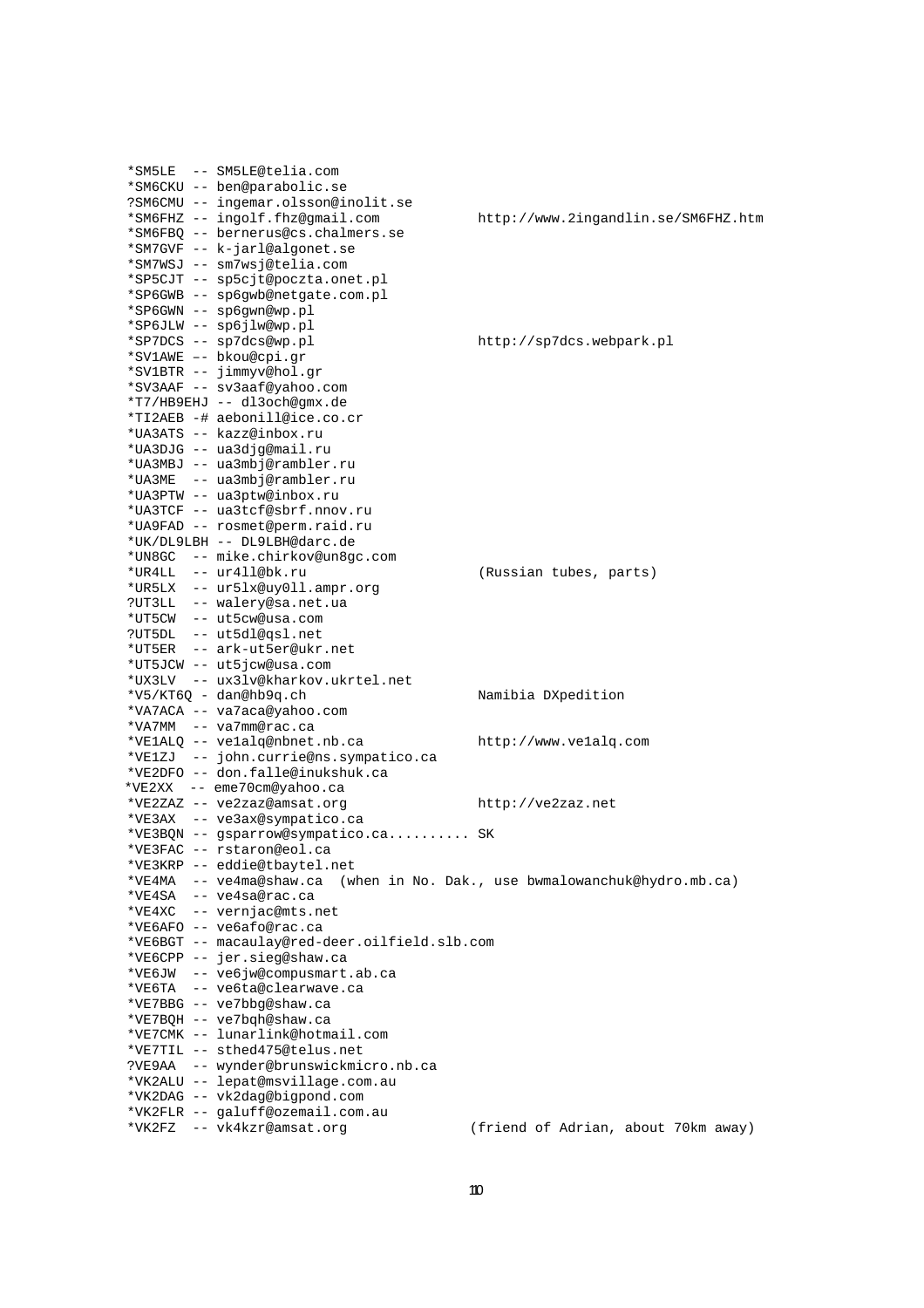```
*SM5LE  -- SM5LE@telia.com
*SM6CKU -- ben@parabolic.se
?SM6CMU -- ingemar.olsson@inolit.se
*SM6FHZ -- ingolf.fhz@gmail.com           http://www.2ingandlin.se/SM6FHZ.htm
*SM6FBQ -- bernerus@cs.chalmers.se
*SM7GVF -- k-jarl@algonet.se
*SM7WSJ -- sm7wsj@telia.com
*SP5CJT -- sp5cjt@poczta.onet.pl
*SP6GWB -- sp6gwb@netgate.com.pl
*SP6GWN -- sp6gwn@wp.pl
*SP6JLW -- sp6jlw@wp.pl
*SP7DCS -- sp7dcs@wp.pl                   http://sp7dcs.webpark.pl
*SV1AWE –- bkou@cpi.gr
*SV1BTR -- jimmyv@hol.gr
*SV3AAF -- sv3aaf@yahoo.com
*T7/HB9EHJ -- dl3och@gmx.de
*TI2AEB -# aebonill@ice.co.cr
*UA3ATS -- kazz@inbox.ru
*UA3DJG -- ua3djg@mail.ru
*UA3MBJ -- ua3mbj@rambler.ru
*UA3ME  -- ua3mbj@rambler.ru
*UA3PTW -- ua3ptw@inbox.ru
*UA3TCF -- ua3tcf@sbrf.nnov.ru
*UA9FAD -- rosmet@perm.raid.ru
*UK/DL9LBH -- DL9LBH@darc.de
*UN8GC  -- mike.chirkov@un8gc.com
*UR4LL  -- ur4ll@bk.ru                    (Russian tubes, parts)
*UR5LX  -- ur5lx@uy0ll.ampr.org
?UT3LL  -- walery@sa.net.ua
*UT5CW  -- ut5cw@usa.com
?UT5DL  -- ut5dl@qsl.net
*UT5ER  -- ark-ut5er@ukr.net
*UT5JCW -- ut5jcw@usa.com
*UX3LV  -- ux3lv@kharkov.ukrtel.net
*V5/KT6Q - dan@hb9q.ch                    Namibia DXpedition
*VA7ACA -- va7aca@yahoo.com
*VA7MM  -- va7mm@rac.ca
*VE1ALQ -- ve1alq@nbnet.nb.ca             http://www.ve1alq.com
*VE1ZJ  -- john.currie@ns.sympatico.ca
*VE2DFO -- don.falle@inukshuk.ca
*VE2XX  -- eme70cm@yahoo.ca
*VE2ZAZ -- ve2zaz@amsat.org               http://ve2zaz.net
*VE3AX  -- ve3ax@sympatico.ca
*VE3BQN -- gsparrow@sympatico.ca.......... SK
*VE3FAC -- rstaron@eol.ca
*VE3KRP -- eddie@tbaytel.net
*VE4MA  -- ve4ma@shaw.ca  (when in No. Dak., use bwmalowanchuk@hydro.mb.ca)
*VE4SA  -- ve4sa@rac.ca
*VE4XC  -- vernjac@mts.net
*VE6AFO -- ve6afo@rac.ca
*VE6BGT -- macaulay@red-deer.oilfield.slb.com
*VE6CPP -- jer.sieg@shaw.ca
*VE6JW  -- ve6jw@compusmart.ab.ca
*VE6TA  -- ve6ta@clearwave.ca
*VE7BBG -- ve7bbg@shaw.ca
*VE7BQH -- ve7bqh@shaw.ca
*VE7CMK -- lunarlink@hotmail.com
*VE7TIL -- sthed475@telus.net
?VE9AA  -- wynder@brunswickmicro.nb.ca
*VK2ALU -- lepat@msvillage.com.au
*VK2DAG -- vk2dag@bigpond.com
*VK2FLR -- galuff@ozemail.com.au
*VK2FZ  -- vk4kzr@amsat.org              (friend of Adrian, about 70km away)
```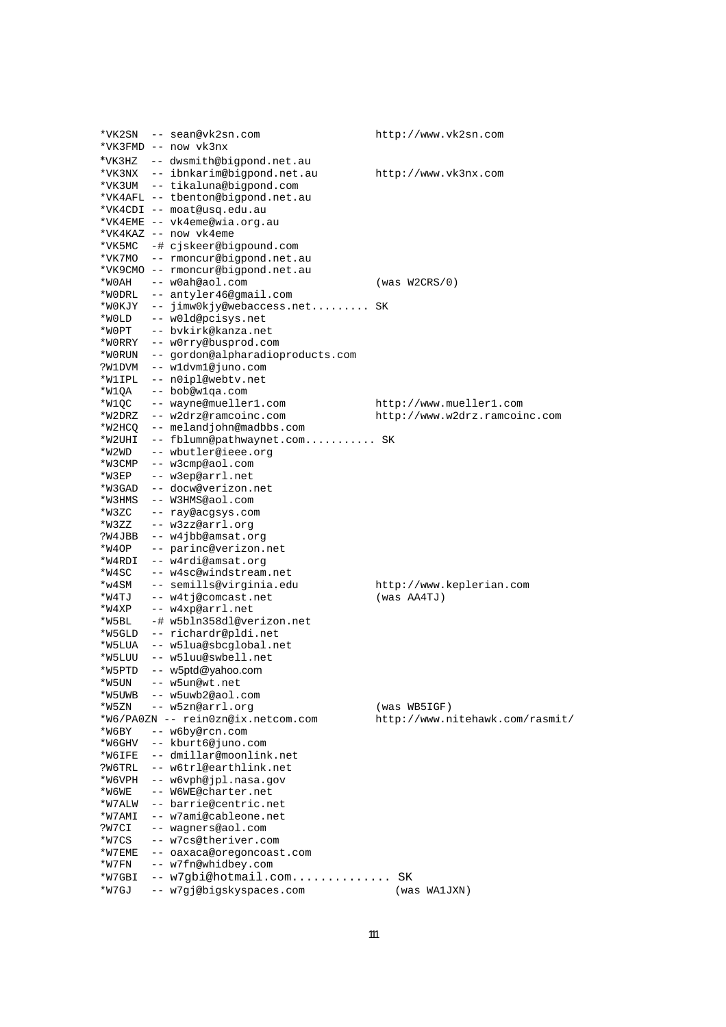```
*VK2SN  -- sean@vk2sn.com                  http://www.vk2sn.com
*VK3FMD -- now vk3nx
*VK3HZ  -- dwsmith@bigpond.net.au
*VK3NX  -- ibnkarim@bigpond.net.au         http://www.vk3nx.com
*VK3UM  -- tikaluna@bigpond.com
*VK4AFL -- tbenton@bigpond.net.au
*VK4CDI -- moat@usq.edu.au
*VK4EME -- vk4eme@wia.org.au
*VK4KAZ -- now vk4eme
*VK5MC  -# cjskeer@bigpound.com
*VK7MO  -- rmoncur@bigpond.net.au
*VK9CMO -- rmoncur@bigpond.net.au
*W0AH   -- w0ah@aol.com                    (was W2CRS/0)
*W0DRL  -- antyler46@gmail.com
*W0KJY  -- jimw0kjy@webaccess.net......... SK
*W0LD   -- w0ld@pcisys.net
*W0PT   -- bvkirk@kanza.net
*W0RRY  -- w0rry@busprod.com
*W0RUN  -- gordon@alpharadioproducts.com
?W1DVM  -- w1dvm1@juno.com
*W1IPL  -- n0ipl@webtv.net
*W1QA   -- bob@w1qa.com
*W1QC   -- wayne@mueller1.com              http://www.mueller1.com
*W2DRZ  -- w2drz@ramcoinc.com              http://www.w2drz.ramcoinc.com
*W2HCQ  -- melandjohn@madbbs.com
*W2UHI  -- fblumn@pathwaynet.com........... SK
*W2WD   -- wbutler@ieee.org
*W3CMP  -- w3cmp@aol.com
*W3EP   -- w3ep@arrl.net
*W3GAD  -- docw@verizon.net
*W3HMS  -- W3HMS@aol.com
*W3ZC   -- ray@acgsys.com
*W3ZZ   -- w3zz@arrl.org
?W4JBB  -- w4jbb@amsat.org
*W4OP   -- parinc@verizon.net
*W4RDI  -- w4rdi@amsat.org
*W4SC   -- w4sc@windstream.net
*w4SM   -- semills@virginia.edu            http://www.keplerian.com
*W4TJ   -- w4tj@comcast.net                (was AA4TJ)
*W4XP   -- w4xp@arrl.net
*W5BL   -# w5bln358dl@verizon.net
*W5GLD  -- richardr@pldi.net
*W5LUA  -- w5lua@sbcglobal.net
*W5LUU  -- w5luu@swbell.net
*W5PTD  -- w5ptd@yahoo.com
*W5UN   -- w5un@wt.net
*W5UWB  -- w5uwb2@aol.com
*W5ZN   -- w5zn@arrl.org                   (was WB5IGF)
*W6/PA0ZN -- rein0zn@ix.netcom.com         http://www.nitehawk.com/rasmit/
*W6BY   -- w6by@rcn.com
*W6GHV  -- kburt6@juno.com
*W6IFE  -- dmillar@moonlink.net
?W6TRL  -- w6trl@earthlink.net
*W6VPH  -- w6vph@jpl.nasa.gov
*W6WE   -- W6WE@charter.net
*W7ALW  -- barrie@centric.net
*W7AMI  -- w7ami@cableone.net
?W7CI   -- wagners@aol.com
*W7CS   -- w7cs@theriver.com
*W7EME  -- oaxaca@oregoncoast.com
*W7FN   -- w7fn@whidbey.com
*W7GBI  -- w7gbi@hotmail.com.............. SK
*W7GJ   -- w7gj@bigskyspaces.com              (was WA1JXN)
```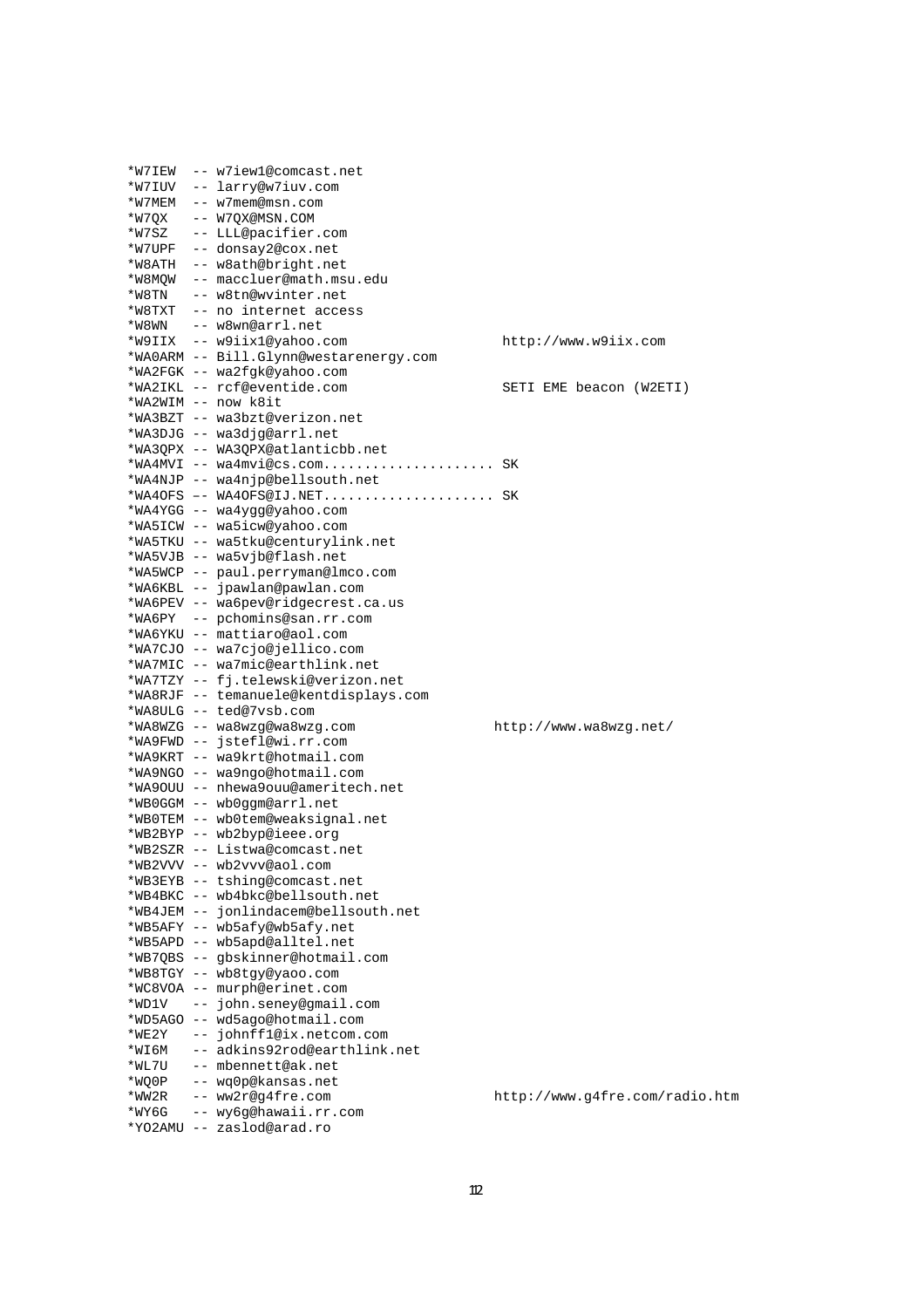```
*W7IEW  -- w7iew1@comcast.net
*W7IUV  -- larry@w7iuv.com
*W7MEM  -- w7mem@msn.com
*W7QX   -- W7QX@MSN.COM
*W7SZ   -- LLL@pacifier.com
*W7UPF  -- donsay2@cox.net
*W8ATH  -- w8ath@bright.net
*W8MQW  -- maccluer@math.msu.edu
*W8TN   -- w8tn@wvinter.net
*W8TXT  -- no internet access
*W8WN   -- w8wn@arrl.net
*W9IIX  -- w9iix1@yahoo.com                  http://www.w9iix.com
*WA0ARM -- Bill.Glynn@westarenergy.com
*WA2FGK -- wa2fgk@yahoo.com
*WA2IKL -- rcf@eventide.com                  SETI EME beacon (W2ETI)
*WA2WIM -- now k8it
*WA3BZT -- wa3bzt@verizon.net
*WA3DJG -- wa3djg@arrl.net
*WA3QPX -- WA3QPX@atlanticbb.net
*WA4MVI -- wa4mvi@cs.com..................... SK
*WA4NJP -- wa4njp@bellsouth.net
*WA4OFS -- WA4OFS@IJ.NET..................... SK
*WA4YGG -- wa4ygg@yahoo.com
*WA5ICW -- wa5icw@yahoo.com
*WA5TKU -- wa5tku@centurylink.net
*WA5VJB -- wa5vjb@flash.net
*WA5WCP -- paul.perryman@lmco.com
*WA6KBL -- jpawlan@pawlan.com
*WA6PEV -- wa6pev@ridgecrest.ca.us
*WA6PY  -- pchomins@san.rr.com
*WA6YKU -- mattiaro@aol.com
*WA7CJO -- wa7cjo@jellico.com
*WA7MIC -- wa7mic@earthlink.net
*WA7TZY -- fj.telewski@verizon.net
*WA8RJF -- temanuele@kentdisplays.com
*WA8ULG -- ted@7vsb.com
*WA8WZG -- wa8wzg@wa8wzg.com                http://www.wa8wzg.net/
*WA9FWD -- jstefl@wi.rr.com
*WA9KRT -- wa9krt@hotmail.com
*WA9NGO -- wa9ngo@hotmail.com
*WA9OUU -- nhewa9ouu@ameritech.net
*WB0GGM -- wb0ggm@arrl.net
*WB0TEM -- wb0tem@weaksignal.net
*WB2BYP -- wb2byp@ieee.org
*WB2SZR -- Listwa@comcast.net
*WB2VVV -- wb2vvv@aol.com
*WB3EYB -- tshing@comcast.net
*WB4BKC -- wb4bkc@bellsouth.net
*WB4JEM -- jonlindacem@bellsouth.net
*WB5AFY -- wb5afy@wb5afy.net
*WB5APD -- wb5apd@alltel.net
*WB7QBS -- gbskinner@hotmail.com
*WB8TGY -- wb8tgy@yaoo.com
*WC8VOA -- murph@erinet.com
*WD1V   -- john.seney@gmail.com
*WD5AGO -- wd5ago@hotmail.com
*WE2Y   -- johnff1@ix.netcom.com
*WI6M   -- adkins92rod@earthlink.net
*WL7U   -- mbennett@ak.net
*WQ0P   -- wq0p@kansas.net
*WW2R   -- ww2r@g4fre.com                   http://www.g4fre.com/radio.htm
*WY6G   -- wy6g@hawaii.rr.com
*YO2AMU -- zaslod@arad.ro
```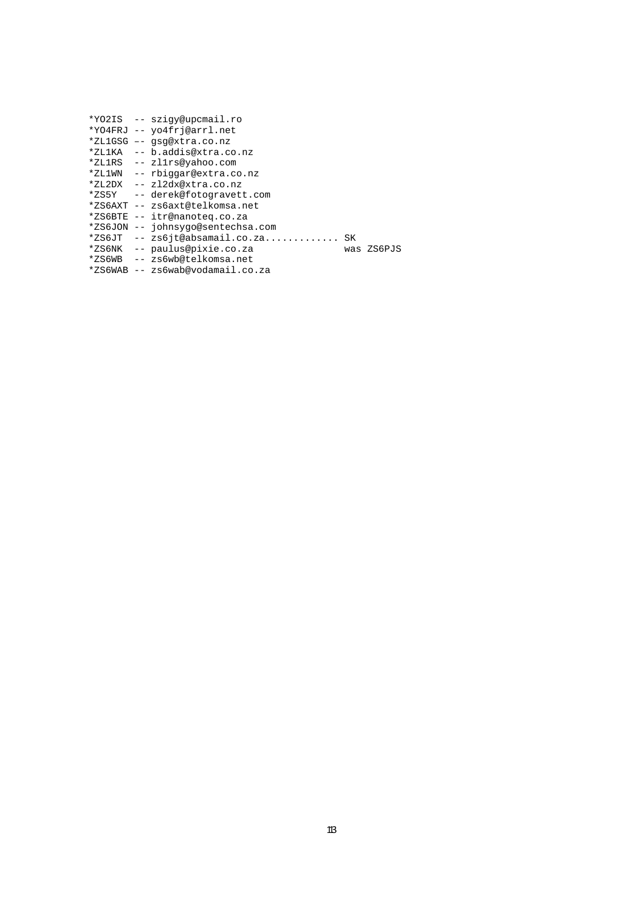```
*YO2IS  -- szigy@upcmail.ro
*YO4FRJ -- yo4frj@arrl.net
*ZL1GSG —- gsg@xtra.co.nz
*ZL1KA  -- b.addis@xtra.co.nz
*ZL1RS  -- zl1rs@yahoo.com
*ZL1WN  -- rbiggar@extra.co.nz
*ZL2DX  -- zl2dx@xtra.co.nz
*ZS5Y   -- derek@fotogravett.com
*ZS6AXT -- zs6axt@telkomsa.net
*ZS6BTE -- itr@nanoteq.co.za
*ZS6JON -- johnsygo@sentechsa.com
*ZS6JT  -- zs6jt@absamail.co.za............. SK
*ZS6NK  -- paulus@pixie.co.za               was ZS6PJS
*ZS6WB  -- zs6wb@telkomsa.net
*ZS6WAB -- zs6wab@vodamail.co.za
```